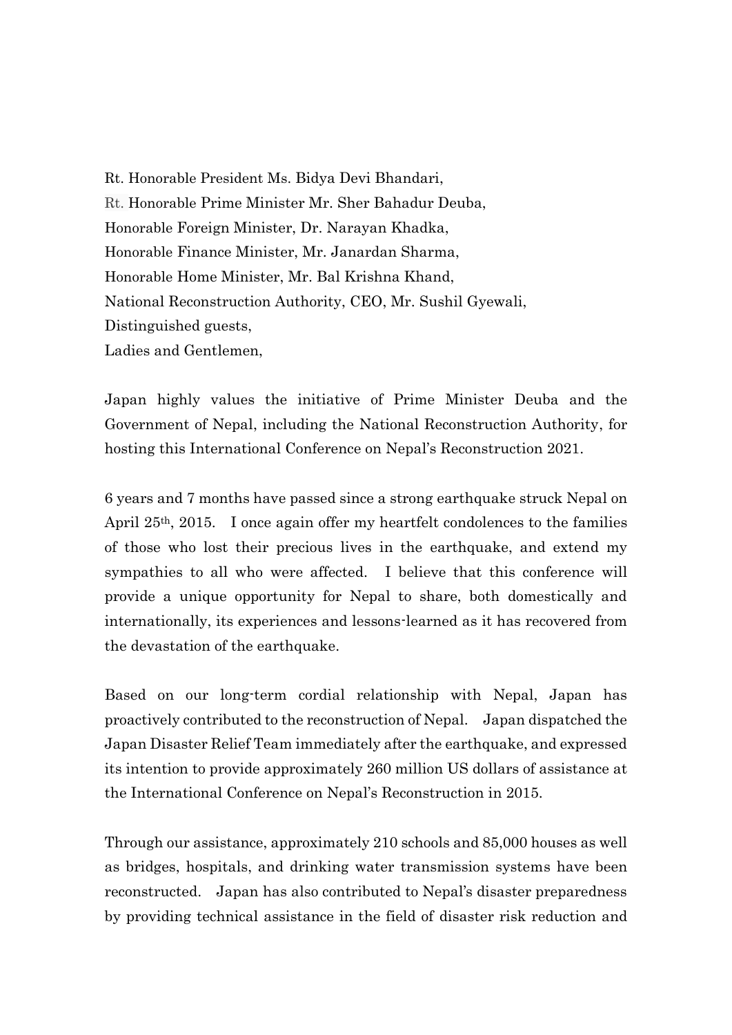Rt. Honorable President Ms. Bidya Devi Bhandari,
Rt. Honorable Prime Minister Mr. Sher Bahadur Deuba,
Honorable Foreign Minister, Dr. Narayan Khadka,
Honorable Finance Minister, Mr. Janardan Sharma,
Honorable Home Minister, Mr. Bal Krishna Khand,
National Reconstruction Authority, CEO, Mr. Sushil Gyewali,
Distinguished guests,
Ladies and Gentlemen,

Japan highly values the initiative of Prime Minister Deuba and the Government of Nepal, including the National Reconstruction Authority, for hosting this International Conference on Nepal's Reconstruction 2021.

6 years and 7 months have passed since a strong earthquake struck Nepal on April 25th, 2015. I once again offer my heartfelt condolences to the families of those who lost their precious lives in the earthquake, and extend my sympathies to all who were affected. I believe that this conference will provide a unique opportunity for Nepal to share, both domestically and internationally, its experiences and lessons-learned as it has recovered from the devastation of the earthquake.

Based on our long-term cordial relationship with Nepal, Japan has proactively contributed to the reconstruction of Nepal. Japan dispatched the Japan Disaster Relief Team immediately after the earthquake, and expressed its intention to provide approximately 260 million US dollars of assistance at the International Conference on Nepal's Reconstruction in 2015.

Through our assistance, approximately 210 schools and 85,000 houses as well as bridges, hospitals, and drinking water transmission systems have been reconstructed. Japan has also contributed to Nepal's disaster preparedness by providing technical assistance in the field of disaster risk reduction and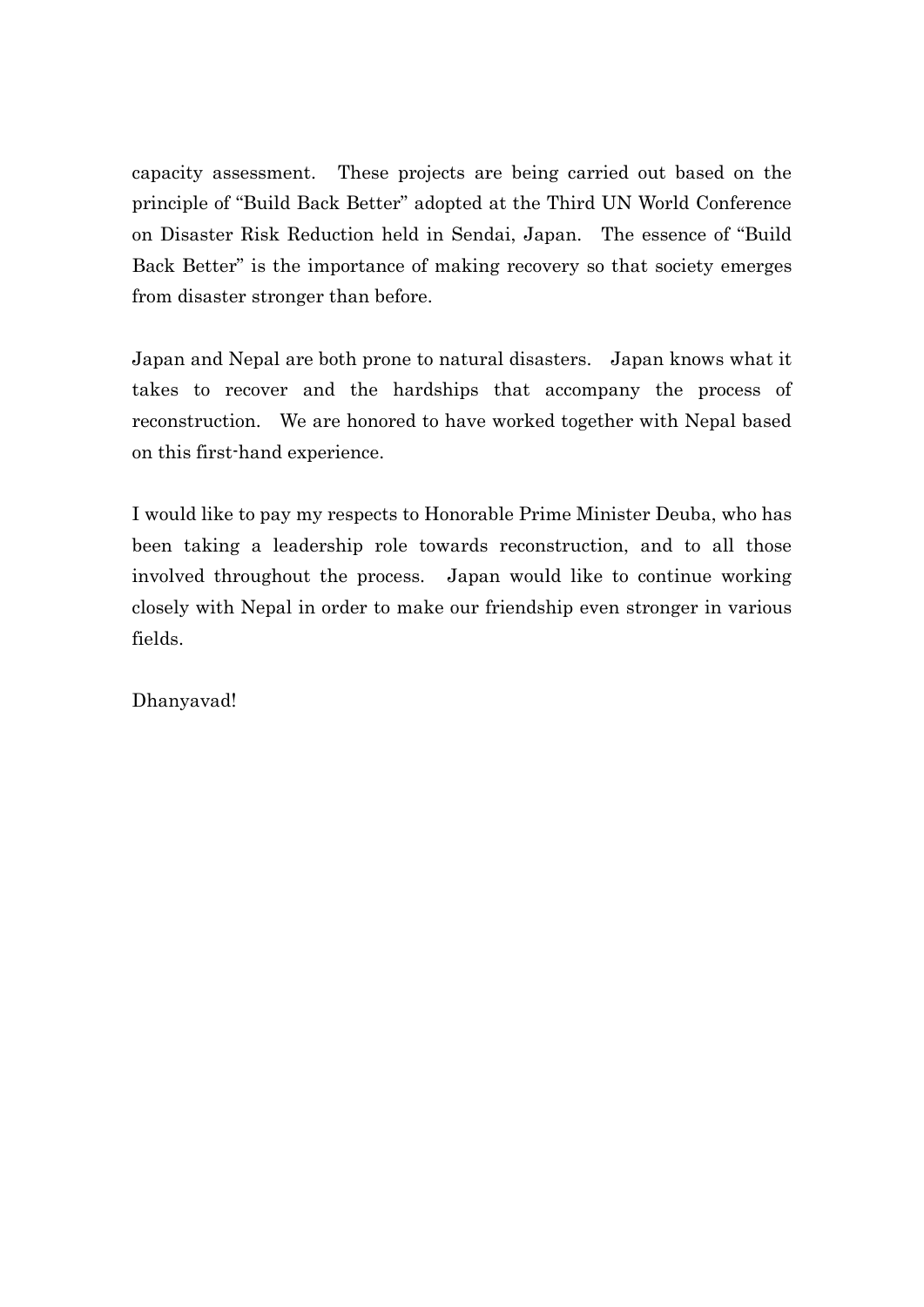capacity assessment. These projects are being carried out based on the principle of "Build Back Better" adopted at the Third UN World Conference on Disaster Risk Reduction held in Sendai, Japan. The essence of "Build Back Better" is the importance of making recovery so that society emerges from disaster stronger than before.

Japan and Nepal are both prone to natural disasters. Japan knows what it takes to recover and the hardships that accompany the process of reconstruction. We are honored to have worked together with Nepal based on this first-hand experience.

I would like to pay my respects to Honorable Prime Minister Deuba, who has been taking a leadership role towards reconstruction, and to all those involved throughout the process. Japan would like to continue working closely with Nepal in order to make our friendship even stronger in various fields.

Dhanyavad!